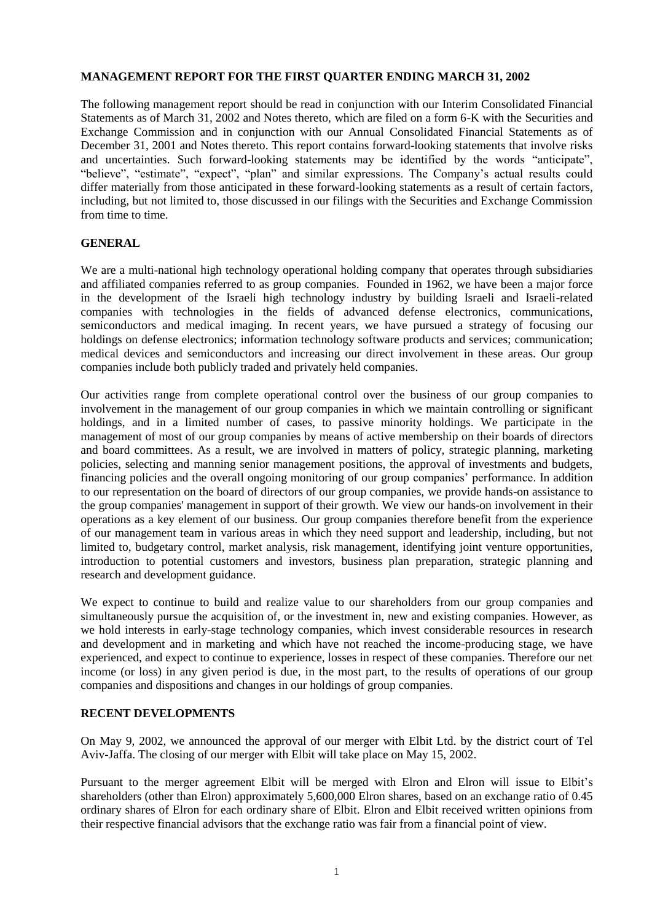## MANAGEMENT REPORT FOR THE FIRST QUARTER ENDING MARCH 31, 2002

The following management report should be read in conjunction with our Interim Consolidated Financial Statements as of March 31, 2002 and Notes thereto, which are filed on a form 6-K with the Securities and Exchange Commission and in conjunction with our Annual Consolidated Financial Statements as of December 31, 2001 and Notes thereto. This report contains forward-looking statements that involve risks and uncertainties. Such forward-looking statements may be identified by the words "anticipate", "believe", "estimate", "expect", "plan" and similar expressions. The Company's actual results could differ materially from those anticipated in these forward-looking statements as a result of certain factors, including, but not limited to, those discussed in our filings with the Securities and Exchange Commission from time to time.

### GENERAL

We are a multi-national high technology operational holding company that operates through subsidiaries and affiliated companies referred to as group companies. Founded in 1962, we have been a major force in the development of the Israeli high technology industry by building Israeli and Israeli-related companies with technologies in the fields of advanced defense electronics, communications, semiconductors and medical imaging. In recent years, we have pursued a strategy of focusing our holdings on defense electronics; information technology software products and services; communication; medical devices and semiconductors and increasing our direct involvement in these areas. Our group companies include both publicly traded and privately held companies.

Our activities range from complete operational control over the business of our group companies to involvement in the management of our group companies in which we maintain controlling or significant holdings, and in a limited number of cases, to passive minority holdings. We participate in the management of most of our group companies by means of active membership on their boards of directors and board committees. As a result, we are involved in matters of policy, strategic planning, marketing policies, selecting and manning senior management positions, the approval of investments and budgets, financing policies and the overall ongoing monitoring of our group companies' performance. In addition to our representation on the board of directors of our group companies, we provide hands-on assistance to the group companies' management in support of their growth. We view our hands-on involvement in their operations as a key element of our business. Our group companies therefore benefit from the experience of our management team in various areas in which they need support and leadership, including, but not limited to, budgetary control, market analysis, risk management, identifying joint venture opportunities, introduction to potential customers and investors, business plan preparation, strategic planning and research and development guidance.

We expect to continue to build and realize value to our shareholders from our group companies and simultaneously pursue the acquisition of, or the investment in, new and existing companies. However, as we hold interests in early-stage technology companies, which invest considerable resources in research and development and in marketing and which have not reached the income-producing stage, we have experienced, and expect to continue to experience, losses in respect of these companies. Therefore our net income (or loss) in any given period is due, in the most part, to the results of operations of our group companies and dispositions and changes in our holdings of group companies.

### RECENT DEVELOPMENTS

On May 9, 2002, we announced the approval of our merger with Elbit Ltd. by the district court of Tel Aviv-Jaffa. The closing of our merger with Elbit will take place on May 15, 2002.

Pursuant to the merger agreement Elbit will be merged with Elron and Elron will issue to Elbit's shareholders (other than Elron) approximately 5,600,000 Elron shares, based on an exchange ratio of 0.45 ordinary shares of Elron for each ordinary share of Elbit. Elron and Elbit received written opinions from their respective financial advisors that the exchange ratio was fair from a financial point of view.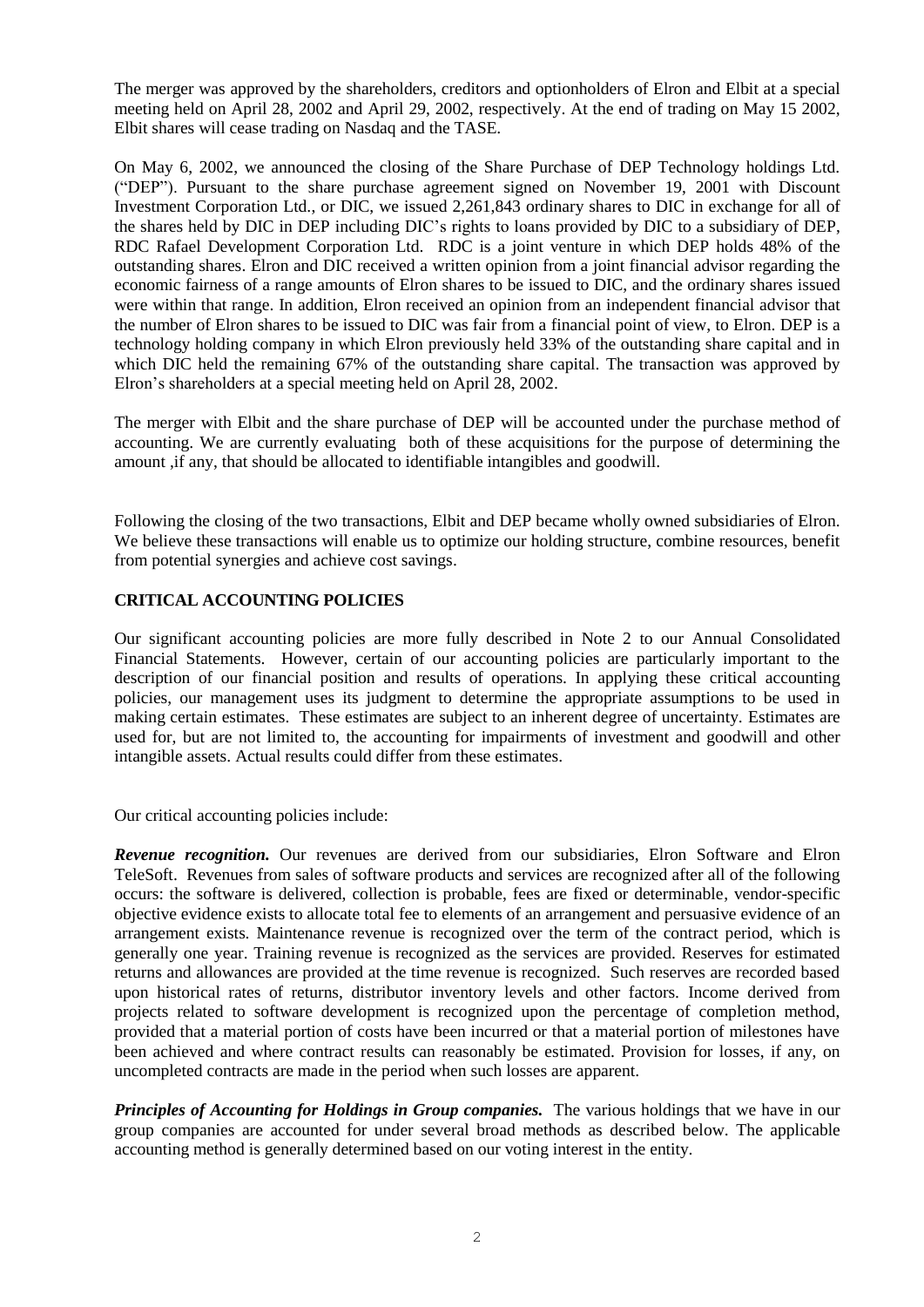The merger was approved by the shareholders, creditors and optionholders of Elron and Elbit at a special meeting held on April 28, 2002 and April 29, 2002, respectively. At the end of trading on May 15 2002, Elbit shares will cease trading on Nasdaq and the TASE.

On May 6, 2002, we announced the closing of the Share Purchase of DEP Technology holdings Ltd. ("DEP"). Pursuant to the share purchase agreement signed on November 19, 2001 with Discount Investment Corporation Ltd., or DIC, we issued 2,261,843 ordinary shares to DIC in exchange for all of the shares held by DIC in DEP including DIC's rights to loans provided by DIC to a subsidiary of DEP, RDC Rafael Development Corporation Ltd. RDC is a joint venture in which DEP holds 48% of the outstanding shares. Elron and DIC received a written opinion from a joint financial advisor regarding the economic fairness of a range amounts of Elron shares to be issued to DIC, and the ordinary shares issued were within that range. In addition, Elron received an opinion from an independent financial advisor that the number of Elron shares to be issued to DIC was fair from a financial point of view, to Elron. DEP is a technology holding company in which Elron previously held 33% of the outstanding share capital and in which DIC held the remaining 67% of the outstanding share capital. The transaction was approved by Elron's shareholders at a special meeting held on April 28, 2002.

The merger with Elbit and the share purchase of DEP will be accounted under the purchase method of accounting. We are currently evaluating both of these acquisitions for the purpose of determining the amount ,if any, that should be allocated to identifiable intangibles and goodwill.

Following the closing of the two transactions, Elbit and DEP became wholly owned subsidiaries of Elron. We believe these transactions will enable us to optimize our holding structure, combine resources, benefit from potential synergies and achieve cost savings.

**CRITICAL ACCOUNTING POLICIES**

Our significant accounting policies are more fully described in Note 2 to our Annual Consolidated Financial Statements. However, certain of our accounting policies are particularly important to the description of our financial position and results of operations. In applying these critical accounting policies, our management uses its judgment to determine the appropriate assumptions to be used in making certain estimates. These estimates are subject to an inherent degree of uncertainty. Estimates are used for, but are not limited to, the accounting for impairments of investment and goodwill and other intangible assets. Actual results could differ from these estimates.

Our critical accounting policies include:

***Revenue recognition.*** Our revenues are derived from our subsidiaries, Elron Software and Elron TeleSoft. Revenues from sales of software products and services are recognized after all of the following occurs: the software is delivered, collection is probable, fees are fixed or determinable, vendor-specific objective evidence exists to allocate total fee to elements of an arrangement and persuasive evidence of an arrangement exists. Maintenance revenue is recognized over the term of the contract period, which is generally one year. Training revenue is recognized as the services are provided. Reserves for estimated returns and allowances are provided at the time revenue is recognized. Such reserves are recorded based upon historical rates of returns, distributor inventory levels and other factors. Income derived from projects related to software development is recognized upon the percentage of completion method, provided that a material portion of costs have been incurred or that a material portion of milestones have been achieved and where contract results can reasonably be estimated. Provision for losses, if any, on uncompleted contracts are made in the period when such losses are apparent.

***Principles of Accounting for Holdings in Group companies.*** The various holdings that we have in our group companies are accounted for under several broad methods as described below. The applicable accounting method is generally determined based on our voting interest in the entity.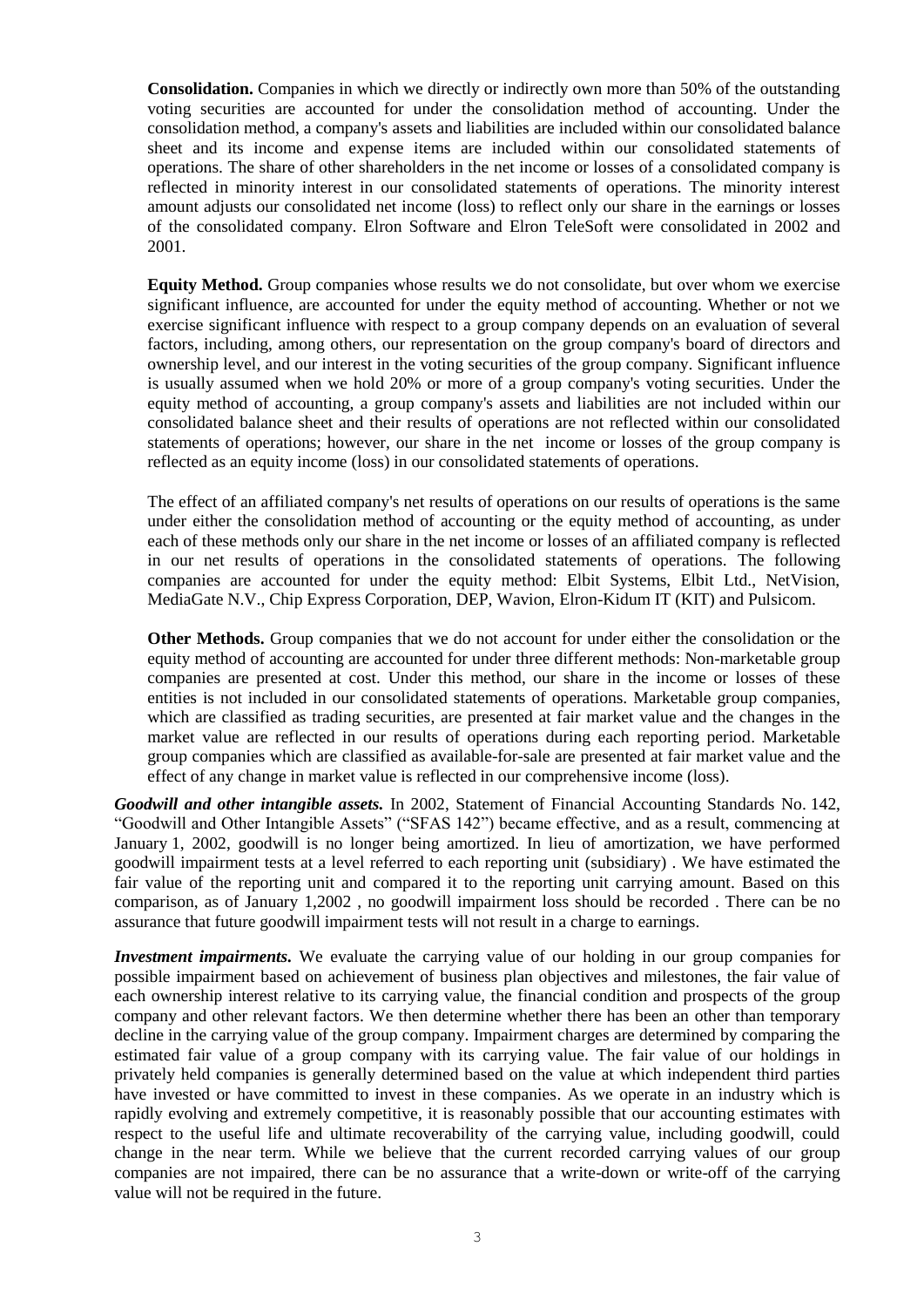**Consolidation.** Companies in which we directly or indirectly own more than 50% of the outstanding voting securities are accounted for under the consolidation method of accounting. Under the consolidation method, a company's assets and liabilities are included within our consolidated balance sheet and its income and expense items are included within our consolidated statements of operations. The share of other shareholders in the net income or losses of a consolidated company is reflected in minority interest in our consolidated statements of operations. The minority interest amount adjusts our consolidated net income (loss) to reflect only our share in the earnings or losses of the consolidated company. Elron Software and Elron TeleSoft were consolidated in 2002 and 2001.

**Equity Method.** Group companies whose results we do not consolidate, but over whom we exercise significant influence, are accounted for under the equity method of accounting. Whether or not we exercise significant influence with respect to a group company depends on an evaluation of several factors, including, among others, our representation on the group company's board of directors and ownership level, and our interest in the voting securities of the group company. Significant influence is usually assumed when we hold 20% or more of a group company's voting securities. Under the equity method of accounting, a group company's assets and liabilities are not included within our consolidated balance sheet and their results of operations are not reflected within our consolidated statements of operations; however, our share in the net income or losses of the group company is reflected as an equity income (loss) in our consolidated statements of operations.

The effect of an affiliated company's net results of operations on our results of operations is the same under either the consolidation method of accounting or the equity method of accounting, as under each of these methods only our share in the net income or losses of an affiliated company is reflected in our net results of operations in the consolidated statements of operations. The following companies are accounted for under the equity method: Elbit Systems, Elbit Ltd., NetVision, MediaGate N.V., Chip Express Corporation, DEP, Wavion, Elron-Kidum IT (KIT) and Pulsicom.

**Other Methods.** Group companies that we do not account for under either the consolidation or the equity method of accounting are accounted for under three different methods: Non-marketable group companies are presented at cost. Under this method, our share in the income or losses of these entities is not included in our consolidated statements of operations. Marketable group companies, which are classified as trading securities, are presented at fair market value and the changes in the market value are reflected in our results of operations during each reporting period. Marketable group companies which are classified as available-for-sale are presented at fair market value and the effect of any change in market value is reflected in our comprehensive income (loss).

***Goodwill and other intangible assets.*** In 2002, Statement of Financial Accounting Standards No. 142, "Goodwill and Other Intangible Assets" ("SFAS 142") became effective, and as a result, commencing at January 1, 2002, goodwill is no longer being amortized. In lieu of amortization, we have performed goodwill impairment tests at a level referred to each reporting unit (subsidiary) . We have estimated the fair value of the reporting unit and compared it to the reporting unit carrying amount. Based on this comparison, as of January 1,2002 , no goodwill impairment loss should be recorded . There can be no assurance that future goodwill impairment tests will not result in a charge to earnings.

***Investment impairments.*** We evaluate the carrying value of our holding in our group companies for possible impairment based on achievement of business plan objectives and milestones, the fair value of each ownership interest relative to its carrying value, the financial condition and prospects of the group company and other relevant factors. We then determine whether there has been an other than temporary decline in the carrying value of the group company. Impairment charges are determined by comparing the estimated fair value of a group company with its carrying value. The fair value of our holdings in privately held companies is generally determined based on the value at which independent third parties have invested or have committed to invest in these companies. As we operate in an industry which is rapidly evolving and extremely competitive, it is reasonably possible that our accounting estimates with respect to the useful life and ultimate recoverability of the carrying value, including goodwill, could change in the near term. While we believe that the current recorded carrying values of our group companies are not impaired, there can be no assurance that a write-down or write-off of the carrying value will not be required in the future.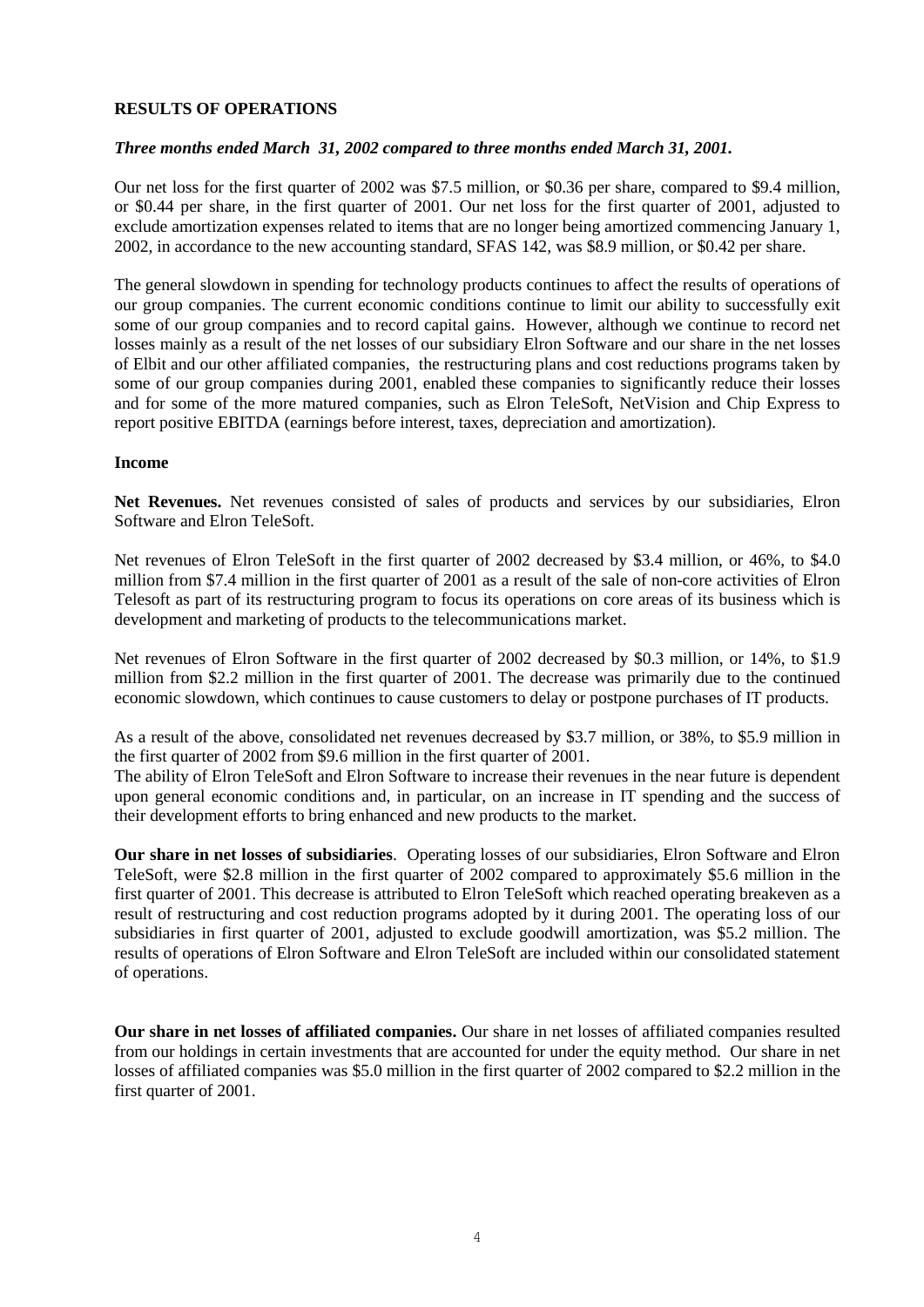**RESULTS OF OPERATIONS**

***Three months ended March 31, 2002 compared to three months ended March 31, 2001.***

Our net loss for the first quarter of 2002 was $7.5 million, or $0.36 per share, compared to $9.4 million, or $0.44 per share, in the first quarter of 2001. Our net loss for the first quarter of 2001, adjusted to exclude amortization expenses related to items that are no longer being amortized commencing January 1, 2002, in accordance to the new accounting standard, SFAS 142, was $8.9 million, or $0.42 per share.

The general slowdown in spending for technology products continues to affect the results of operations of our group companies. The current economic conditions continue to limit our ability to successfully exit some of our group companies and to record capital gains. However, although we continue to record net losses mainly as a result of the net losses of our subsidiary Elron Software and our share in the net losses of Elbit and our other affiliated companies, the restructuring plans and cost reductions programs taken by some of our group companies during 2001, enabled these companies to significantly reduce their losses and for some of the more matured companies, such as Elron TeleSoft, NetVision and Chip Express to report positive EBITDA (earnings before interest, taxes, depreciation and amortization).

**Income**

**Net Revenues.** Net revenues consisted of sales of products and services by our subsidiaries, Elron Software and Elron TeleSoft.

Net revenues of Elron TeleSoft in the first quarter of 2002 decreased by $3.4 million, or 46%, to $4.0 million from $7.4 million in the first quarter of 2001 as a result of the sale of non-core activities of Elron Telesoft as part of its restructuring program to focus its operations on core areas of its business which is development and marketing of products to the telecommunications market.

Net revenues of Elron Software in the first quarter of 2002 decreased by $0.3 million, or 14%, to $1.9 million from $2.2 million in the first quarter of 2001. The decrease was primarily due to the continued economic slowdown, which continues to cause customers to delay or postpone purchases of IT products.

As a result of the above, consolidated net revenues decreased by $3.7 million, or 38%, to $5.9 million in the first quarter of 2002 from $9.6 million in the first quarter of 2001.
The ability of Elron TeleSoft and Elron Software to increase their revenues in the near future is dependent upon general economic conditions and, in particular, on an increase in IT spending and the success of their development efforts to bring enhanced and new products to the market.

**Our share in net losses of subsidiaries**. Operating losses of our subsidiaries, Elron Software and Elron TeleSoft, were $2.8 million in the first quarter of 2002 compared to approximately $5.6 million in the first quarter of 2001. This decrease is attributed to Elron TeleSoft which reached operating breakeven as a result of restructuring and cost reduction programs adopted by it during 2001. The operating loss of our subsidiaries in first quarter of 2001, adjusted to exclude goodwill amortization, was $5.2 million. The results of operations of Elron Software and Elron TeleSoft are included within our consolidated statement of operations.

**Our share in net losses of affiliated companies.** Our share in net losses of affiliated companies resulted from our holdings in certain investments that are accounted for under the equity method. Our share in net losses of affiliated companies was $5.0 million in the first quarter of 2002 compared to $2.2 million in the first quarter of 2001.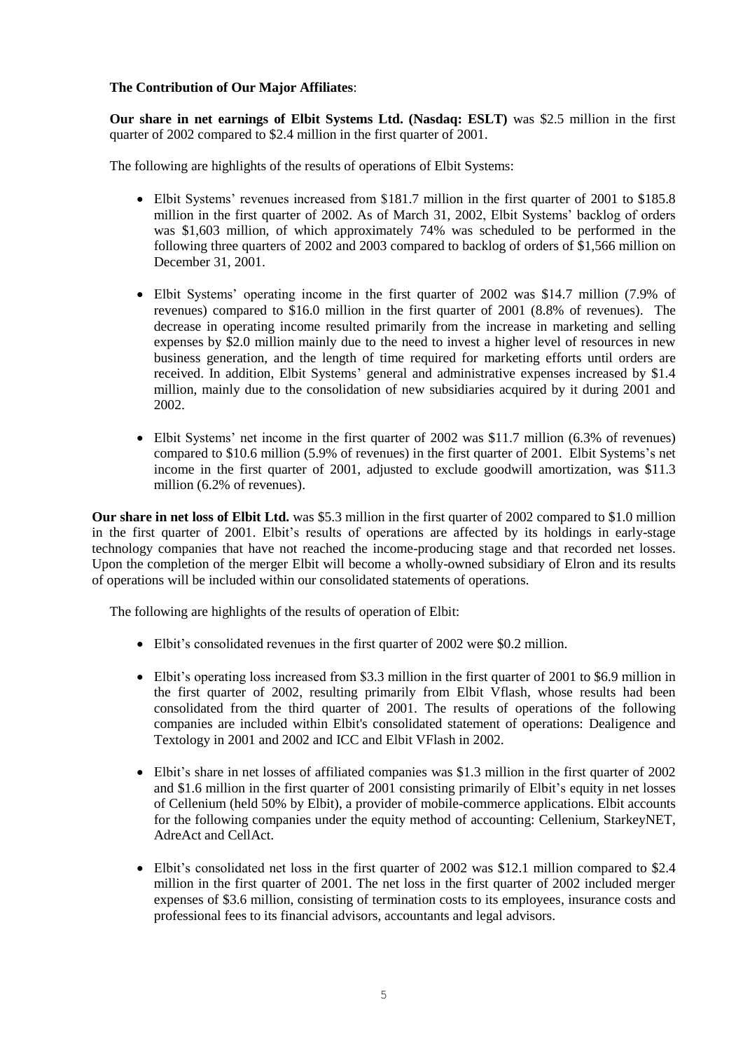**The Contribution of Our Major Affiliates**:

**Our share in net earnings of Elbit Systems Ltd. (Nasdaq: ESLT)** was $2.5 million in the first quarter of 2002 compared to $2.4 million in the first quarter of 2001.

The following are highlights of the results of operations of Elbit Systems:

- Elbit Systems' revenues increased from $181.7 million in the first quarter of 2001 to $185.8 million in the first quarter of 2002. As of March 31, 2002, Elbit Systems' backlog of orders was $1,603 million, of which approximately 74% was scheduled to be performed in the following three quarters of 2002 and 2003 compared to backlog of orders of $1,566 million on December 31, 2001.

- Elbit Systems' operating income in the first quarter of 2002 was $14.7 million (7.9% of revenues) compared to $16.0 million in the first quarter of 2001 (8.8% of revenues). The decrease in operating income resulted primarily from the increase in marketing and selling expenses by $2.0 million mainly due to the need to invest a higher level of resources in new business generation, and the length of time required for marketing efforts until orders are received. In addition, Elbit Systems' general and administrative expenses increased by $1.4 million, mainly due to the consolidation of new subsidiaries acquired by it during 2001 and 2002.

- Elbit Systems' net income in the first quarter of 2002 was $11.7 million (6.3% of revenues) compared to $10.6 million (5.9% of revenues) in the first quarter of 2001. Elbit Systems's net income in the first quarter of 2001, adjusted to exclude goodwill amortization, was $11.3 million (6.2% of revenues).

**Our share in net loss of Elbit Ltd.** was $5.3 million in the first quarter of 2002 compared to $1.0 million in the first quarter of 2001. Elbit's results of operations are affected by its holdings in early-stage technology companies that have not reached the income-producing stage and that recorded net losses. Upon the completion of the merger Elbit will become a wholly-owned subsidiary of Elron and its results of operations will be included within our consolidated statements of operations.

The following are highlights of the results of operation of Elbit:

- Elbit's consolidated revenues in the first quarter of 2002 were $0.2 million.

- Elbit's operating loss increased from $3.3 million in the first quarter of 2001 to $6.9 million in the first quarter of 2002, resulting primarily from Elbit Vflash, whose results had been consolidated from the third quarter of 2001. The results of operations of the following companies are included within Elbit's consolidated statement of operations: Dealigence and Textology in 2001 and 2002 and ICC and Elbit VFlash in 2002.

- Elbit's share in net losses of affiliated companies was $1.3 million in the first quarter of 2002 and $1.6 million in the first quarter of 2001 consisting primarily of Elbit's equity in net losses of Cellenium (held 50% by Elbit), a provider of mobile-commerce applications. Elbit accounts for the following companies under the equity method of accounting: Cellenium, StarkeyNET, AdreAct and CellAct.

- Elbit's consolidated net loss in the first quarter of 2002 was $12.1 million compared to $2.4 million in the first quarter of 2001. The net loss in the first quarter of 2002 included merger expenses of $3.6 million, consisting of termination costs to its employees, insurance costs and professional fees to its financial advisors, accountants and legal advisors.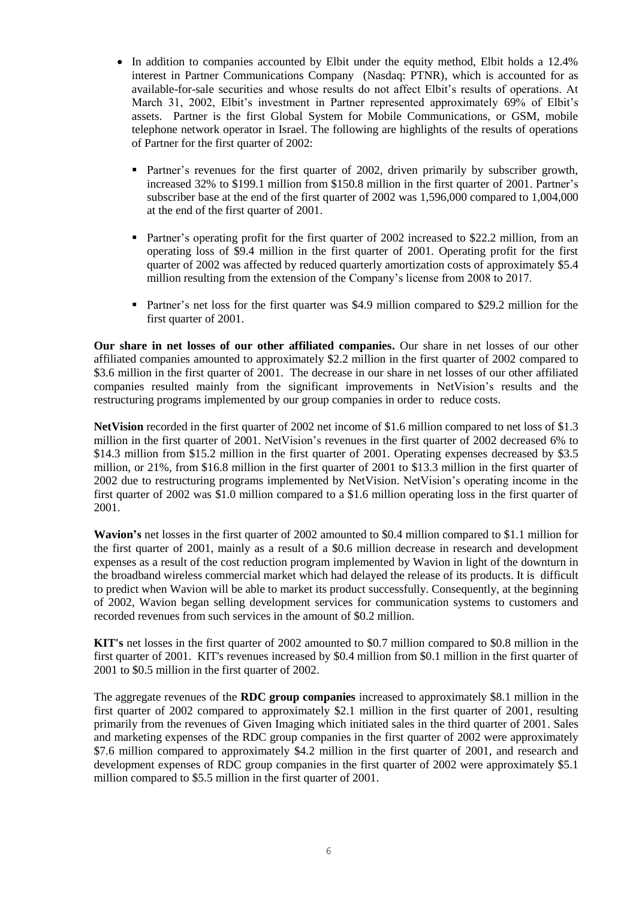- In addition to companies accounted by Elbit under the equity method, Elbit holds a 12.4% interest in Partner Communications Company (Nasdaq: PTNR), which is accounted for as available-for-sale securities and whose results do not affect Elbit's results of operations. At March 31, 2002, Elbit's investment in Partner represented approximately 69% of Elbit's assets. Partner is the first Global System for Mobile Communications, or GSM, mobile telephone network operator in Israel. The following are highlights of the results of operations of Partner for the first quarter of 2002:
  - Partner's revenues for the first quarter of 2002, driven primarily by subscriber growth, increased 32% to \$199.1 million from \$150.8 million in the first quarter of 2001. Partner's subscriber base at the end of the first quarter of 2002 was 1,596,000 compared to 1,004,000 at the end of the first quarter of 2001.
  - Partner's operating profit for the first quarter of 2002 increased to \$22.2 million, from an operating loss of \$9.4 million in the first quarter of 2001. Operating profit for the first quarter of 2002 was affected by reduced quarterly amortization costs of approximately \$5.4 million resulting from the extension of the Company's license from 2008 to 2017.
  - Partner's net loss for the first quarter was \$4.9 million compared to \$29.2 million for the first quarter of 2001.

**Our share in net losses of our other affiliated companies.** Our share in net losses of our other affiliated companies amounted to approximately \$2.2 million in the first quarter of 2002 compared to \$3.6 million in the first quarter of 2001. The decrease in our share in net losses of our other affiliated companies resulted mainly from the significant improvements in NetVision's results and the restructuring programs implemented by our group companies in order to reduce costs.

**NetVision** recorded in the first quarter of 2002 net income of \$1.6 million compared to net loss of \$1.3 million in the first quarter of 2001. NetVision's revenues in the first quarter of 2002 decreased 6% to \$14.3 million from \$15.2 million in the first quarter of 2001. Operating expenses decreased by \$3.5 million, or 21%, from \$16.8 million in the first quarter of 2001 to \$13.3 million in the first quarter of 2002 due to restructuring programs implemented by NetVision. NetVision's operating income in the first quarter of 2002 was \$1.0 million compared to a \$1.6 million operating loss in the first quarter of 2001.

**Wavion's** net losses in the first quarter of 2002 amounted to \$0.4 million compared to \$1.1 million for the first quarter of 2001, mainly as a result of a \$0.6 million decrease in research and development expenses as a result of the cost reduction program implemented by Wavion in light of the downturn in the broadband wireless commercial market which had delayed the release of its products. It is difficult to predict when Wavion will be able to market its product successfully. Consequently, at the beginning of 2002, Wavion began selling development services for communication systems to customers and recorded revenues from such services in the amount of \$0.2 million.

**KIT's** net losses in the first quarter of 2002 amounted to \$0.7 million compared to \$0.8 million in the first quarter of 2001. KIT's revenues increased by \$0.4 million from \$0.1 million in the first quarter of 2001 to \$0.5 million in the first quarter of 2002.

The aggregate revenues of the **RDC group companies** increased to approximately \$8.1 million in the first quarter of 2002 compared to approximately \$2.1 million in the first quarter of 2001, resulting primarily from the revenues of Given Imaging which initiated sales in the third quarter of 2001. Sales and marketing expenses of the RDC group companies in the first quarter of 2002 were approximately \$7.6 million compared to approximately \$4.2 million in the first quarter of 2001, and research and development expenses of RDC group companies in the first quarter of 2002 were approximately \$5.1 million compared to \$5.5 million in the first quarter of 2001.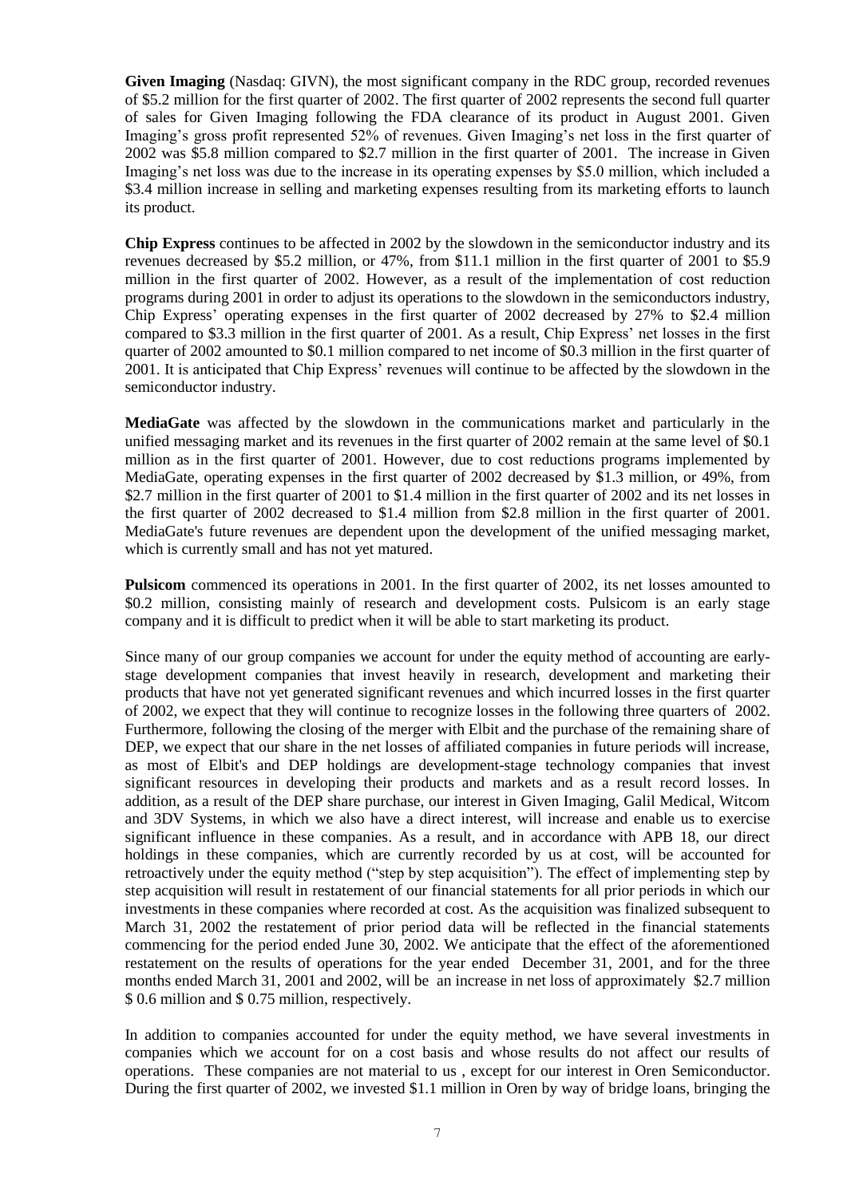**Given Imaging** (Nasdaq: GIVN), the most significant company in the RDC group, recorded revenues of $5.2 million for the first quarter of 2002. The first quarter of 2002 represents the second full quarter of sales for Given Imaging following the FDA clearance of its product in August 2001. Given Imaging's gross profit represented 52% of revenues. Given Imaging's net loss in the first quarter of 2002 was $5.8 million compared to $2.7 million in the first quarter of 2001. The increase in Given Imaging's net loss was due to the increase in its operating expenses by $5.0 million, which included a $3.4 million increase in selling and marketing expenses resulting from its marketing efforts to launch its product.

**Chip Express** continues to be affected in 2002 by the slowdown in the semiconductor industry and its revenues decreased by $5.2 million, or 47%, from $11.1 million in the first quarter of 2001 to $5.9 million in the first quarter of 2002. However, as a result of the implementation of cost reduction programs during 2001 in order to adjust its operations to the slowdown in the semiconductors industry, Chip Express' operating expenses in the first quarter of 2002 decreased by 27% to $2.4 million compared to $3.3 million in the first quarter of 2001. As a result, Chip Express' net losses in the first quarter of 2002 amounted to $0.1 million compared to net income of $0.3 million in the first quarter of 2001. It is anticipated that Chip Express' revenues will continue to be affected by the slowdown in the semiconductor industry.

**MediaGate** was affected by the slowdown in the communications market and particularly in the unified messaging market and its revenues in the first quarter of 2002 remain at the same level of $0.1 million as in the first quarter of 2001. However, due to cost reductions programs implemented by MediaGate, operating expenses in the first quarter of 2002 decreased by $1.3 million, or 49%, from $2.7 million in the first quarter of 2001 to $1.4 million in the first quarter of 2002 and its net losses in the first quarter of 2002 decreased to $1.4 million from $2.8 million in the first quarter of 2001. MediaGate's future revenues are dependent upon the development of the unified messaging market, which is currently small and has not yet matured.

**Pulsicom** commenced its operations in 2001. In the first quarter of 2002, its net losses amounted to $0.2 million, consisting mainly of research and development costs. Pulsicom is an early stage company and it is difficult to predict when it will be able to start marketing its product.

Since many of our group companies we account for under the equity method of accounting are early-stage development companies that invest heavily in research, development and marketing their products that have not yet generated significant revenues and which incurred losses in the first quarter of 2002, we expect that they will continue to recognize losses in the following three quarters of 2002. Furthermore, following the closing of the merger with Elbit and the purchase of the remaining share of DEP, we expect that our share in the net losses of affiliated companies in future periods will increase, as most of Elbit's and DEP holdings are development-stage technology companies that invest significant resources in developing their products and markets and as a result record losses. In addition, as a result of the DEP share purchase, our interest in Given Imaging, Galil Medical, Witcom and 3DV Systems, in which we also have a direct interest, will increase and enable us to exercise significant influence in these companies. As a result, and in accordance with APB 18, our direct holdings in these companies, which are currently recorded by us at cost, will be accounted for retroactively under the equity method ("step by step acquisition"). The effect of implementing step by step acquisition will result in restatement of our financial statements for all prior periods in which our investments in these companies where recorded at cost. As the acquisition was finalized subsequent to March 31, 2002 the restatement of prior period data will be reflected in the financial statements commencing for the period ended June 30, 2002. We anticipate that the effect of the aforementioned restatement on the results of operations for the year ended December 31, 2001, and for the three months ended March 31, 2001 and 2002, will be an increase in net loss of approximately $2.7 million $ 0.6 million and $ 0.75 million, respectively.

In addition to companies accounted for under the equity method, we have several investments in companies which we account for on a cost basis and whose results do not affect our results of operations. These companies are not material to us , except for our interest in Oren Semiconductor. During the first quarter of 2002, we invested $1.1 million in Oren by way of bridge loans, bringing the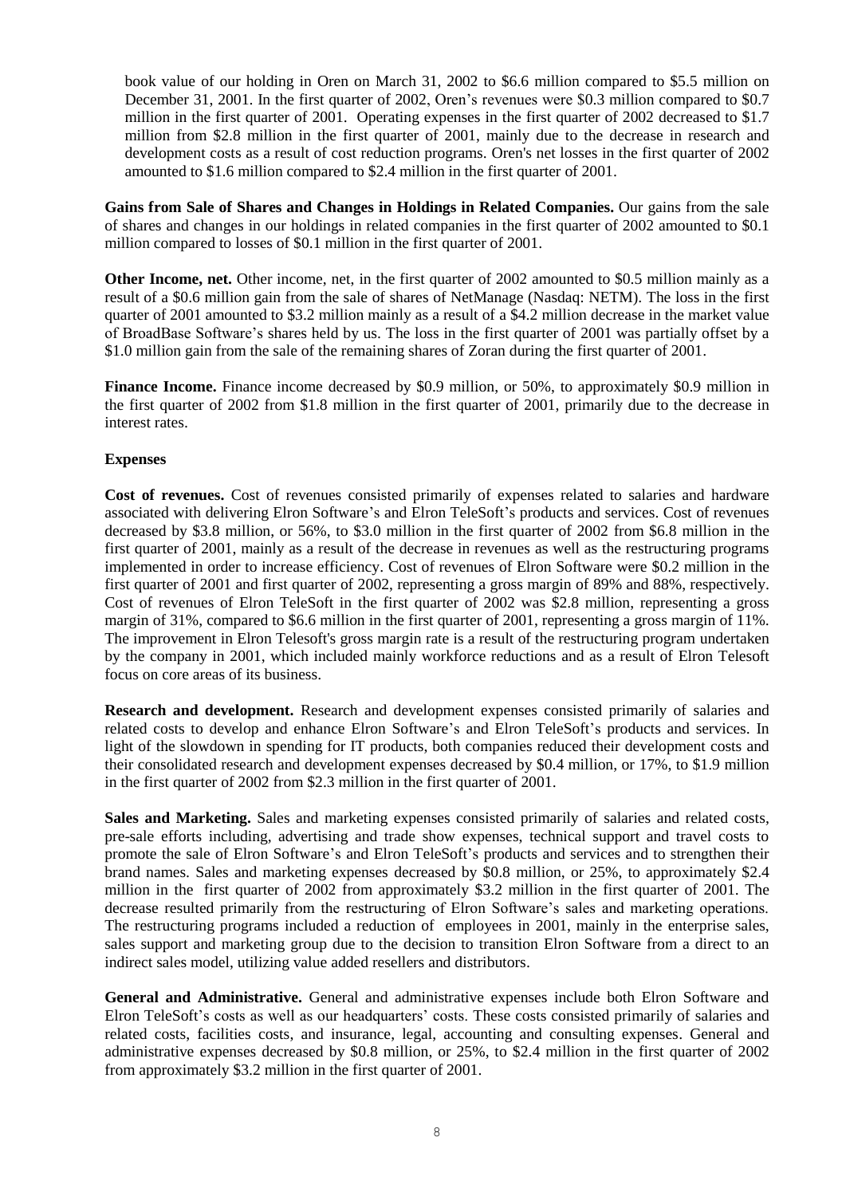book value of our holding in Oren on March 31, 2002 to $6.6 million compared to $5.5 million on December 31, 2001. In the first quarter of 2002, Oren's revenues were $0.3 million compared to $0.7 million in the first quarter of 2001. Operating expenses in the first quarter of 2002 decreased to $1.7 million from $2.8 million in the first quarter of 2001, mainly due to the decrease in research and development costs as a result of cost reduction programs. Oren's net losses in the first quarter of 2002 amounted to $1.6 million compared to $2.4 million in the first quarter of 2001.

**Gains from Sale of Shares and Changes in Holdings in Related Companies.** Our gains from the sale of shares and changes in our holdings in related companies in the first quarter of 2002 amounted to $0.1 million compared to losses of $0.1 million in the first quarter of 2001.

**Other Income, net.** Other income, net, in the first quarter of 2002 amounted to $0.5 million mainly as a result of a $0.6 million gain from the sale of shares of NetManage (Nasdaq: NETM). The loss in the first quarter of 2001 amounted to $3.2 million mainly as a result of a $4.2 million decrease in the market value of BroadBase Software's shares held by us. The loss in the first quarter of 2001 was partially offset by a $1.0 million gain from the sale of the remaining shares of Zoran during the first quarter of 2001.

**Finance Income.** Finance income decreased by $0.9 million, or 50%, to approximately $0.9 million in the first quarter of 2002 from $1.8 million in the first quarter of 2001, primarily due to the decrease in interest rates.

**Expenses**

**Cost of revenues.** Cost of revenues consisted primarily of expenses related to salaries and hardware associated with delivering Elron Software's and Elron TeleSoft's products and services. Cost of revenues decreased by $3.8 million, or 56%, to $3.0 million in the first quarter of 2002 from $6.8 million in the first quarter of 2001, mainly as a result of the decrease in revenues as well as the restructuring programs implemented in order to increase efficiency. Cost of revenues of Elron Software were $0.2 million in the first quarter of 2001 and first quarter of 2002, representing a gross margin of 89% and 88%, respectively. Cost of revenues of Elron TeleSoft in the first quarter of 2002 was $2.8 million, representing a gross margin of 31%, compared to $6.6 million in the first quarter of 2001, representing a gross margin of 11%. The improvement in Elron Telesoft's gross margin rate is a result of the restructuring program undertaken by the company in 2001, which included mainly workforce reductions and as a result of Elron Telesoft focus on core areas of its business.

**Research and development.** Research and development expenses consisted primarily of salaries and related costs to develop and enhance Elron Software's and Elron TeleSoft's products and services. In light of the slowdown in spending for IT products, both companies reduced their development costs and their consolidated research and development expenses decreased by $0.4 million, or 17%, to $1.9 million in the first quarter of 2002 from $2.3 million in the first quarter of 2001.

**Sales and Marketing.** Sales and marketing expenses consisted primarily of salaries and related costs, pre-sale efforts including, advertising and trade show expenses, technical support and travel costs to promote the sale of Elron Software's and Elron TeleSoft's products and services and to strengthen their brand names. Sales and marketing expenses decreased by $0.8 million, or 25%, to approximately $2.4 million in the first quarter of 2002 from approximately $3.2 million in the first quarter of 2001. The decrease resulted primarily from the restructuring of Elron Software's sales and marketing operations. The restructuring programs included a reduction of employees in 2001, mainly in the enterprise sales, sales support and marketing group due to the decision to transition Elron Software from a direct to an indirect sales model, utilizing value added resellers and distributors.

**General and Administrative.** General and administrative expenses include both Elron Software and Elron TeleSoft's costs as well as our headquarters' costs. These costs consisted primarily of salaries and related costs, facilities costs, and insurance, legal, accounting and consulting expenses. General and administrative expenses decreased by $0.8 million, or 25%, to $2.4 million in the first quarter of 2002 from approximately $3.2 million in the first quarter of 2001.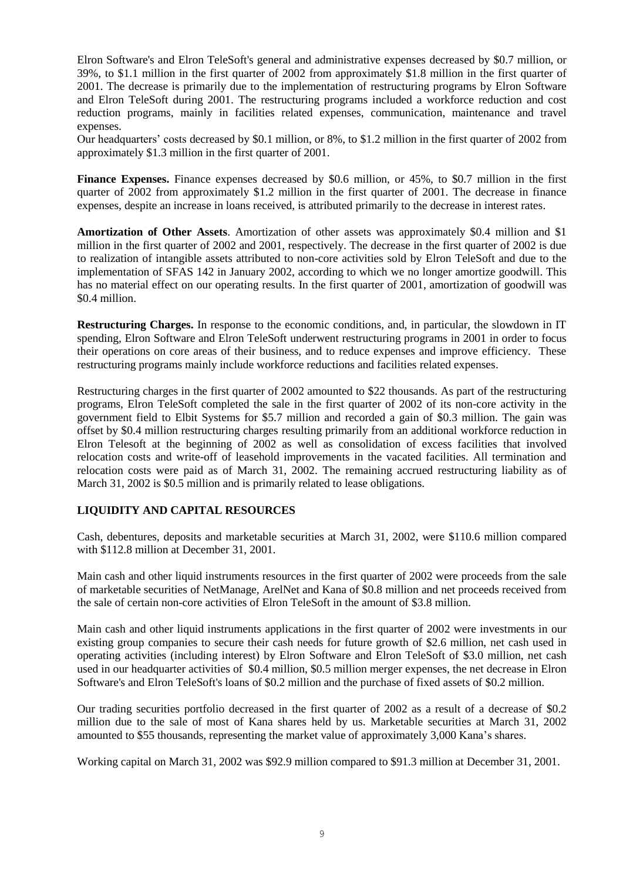Elron Software's and Elron TeleSoft's general and administrative expenses decreased by $0.7 million, or 39%, to $1.1 million in the first quarter of 2002 from approximately $1.8 million in the first quarter of 2001. The decrease is primarily due to the implementation of restructuring programs by Elron Software and Elron TeleSoft during 2001. The restructuring programs included a workforce reduction and cost reduction programs, mainly in facilities related expenses, communication, maintenance and travel expenses.

Our headquarters' costs decreased by $0.1 million, or 8%, to $1.2 million in the first quarter of 2002 from approximately $1.3 million in the first quarter of 2001.

**Finance Expenses.** Finance expenses decreased by $0.6 million, or 45%, to $0.7 million in the first quarter of 2002 from approximately $1.2 million in the first quarter of 2001. The decrease in finance expenses, despite an increase in loans received, is attributed primarily to the decrease in interest rates.

**Amortization of Other Assets**. Amortization of other assets was approximately $0.4 million and $1 million in the first quarter of 2002 and 2001, respectively. The decrease in the first quarter of 2002 is due to realization of intangible assets attributed to non-core activities sold by Elron TeleSoft and due to the implementation of SFAS 142 in January 2002, according to which we no longer amortize goodwill. This has no material effect on our operating results. In the first quarter of 2001, amortization of goodwill was $0.4 million.

**Restructuring Charges.** In response to the economic conditions, and, in particular, the slowdown in IT spending, Elron Software and Elron TeleSoft underwent restructuring programs in 2001 in order to focus their operations on core areas of their business, and to reduce expenses and improve efficiency. These restructuring programs mainly include workforce reductions and facilities related expenses.

Restructuring charges in the first quarter of 2002 amounted to $22 thousands. As part of the restructuring programs, Elron TeleSoft completed the sale in the first quarter of 2002 of its non-core activity in the government field to Elbit Systems for $5.7 million and recorded a gain of $0.3 million. The gain was offset by $0.4 million restructuring charges resulting primarily from an additional workforce reduction in Elron Telesoft at the beginning of 2002 as well as consolidation of excess facilities that involved relocation costs and write-off of leasehold improvements in the vacated facilities. All termination and relocation costs were paid as of March 31, 2002. The remaining accrued restructuring liability as of March 31, 2002 is $0.5 million and is primarily related to lease obligations.

## LIQUIDITY AND CAPITAL RESOURCES

Cash, debentures, deposits and marketable securities at March 31, 2002, were $110.6 million compared with $112.8 million at December 31, 2001.

Main cash and other liquid instruments resources in the first quarter of 2002 were proceeds from the sale of marketable securities of NetManage, ArelNet and Kana of $0.8 million and net proceeds received from the sale of certain non-core activities of Elron TeleSoft in the amount of $3.8 million.

Main cash and other liquid instruments applications in the first quarter of 2002 were investments in our existing group companies to secure their cash needs for future growth of $2.6 million, net cash used in operating activities (including interest) by Elron Software and Elron TeleSoft of $3.0 million, net cash used in our headquarter activities of $0.4 million, $0.5 million merger expenses, the net decrease in Elron Software's and Elron TeleSoft's loans of $0.2 million and the purchase of fixed assets of $0.2 million.

Our trading securities portfolio decreased in the first quarter of 2002 as a result of a decrease of $0.2 million due to the sale of most of Kana shares held by us. Marketable securities at March 31, 2002 amounted to $55 thousands, representing the market value of approximately 3,000 Kana's shares.

Working capital on March 31, 2002 was $92.9 million compared to $91.3 million at December 31, 2001.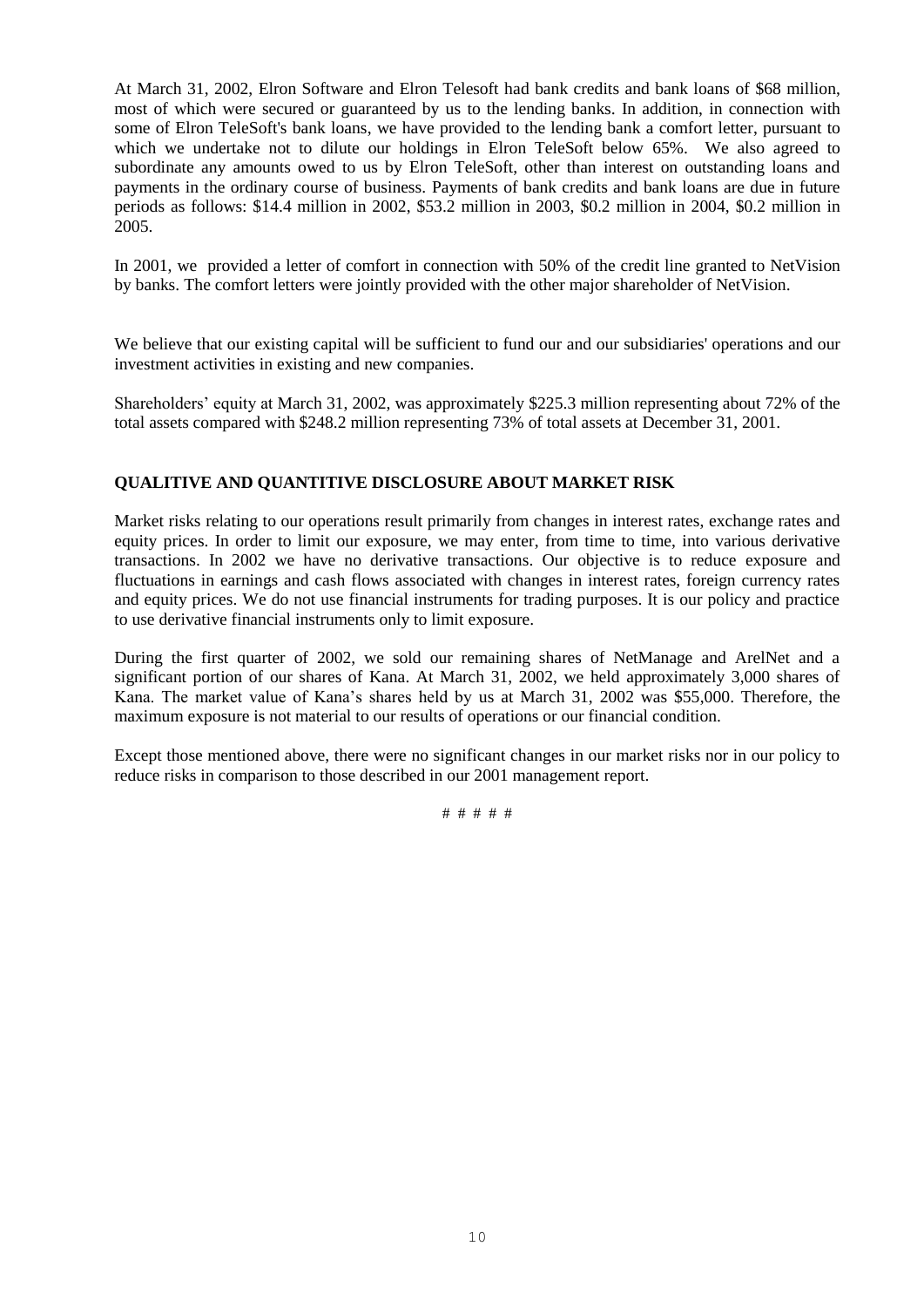At March 31, 2002, Elron Software and Elron Telesoft had bank credits and bank loans of $68 million, most of which were secured or guaranteed by us to the lending banks. In addition, in connection with some of Elron TeleSoft's bank loans, we have provided to the lending bank a comfort letter, pursuant to which we undertake not to dilute our holdings in Elron TeleSoft below 65%. We also agreed to subordinate any amounts owed to us by Elron TeleSoft, other than interest on outstanding loans and payments in the ordinary course of business. Payments of bank credits and bank loans are due in future periods as follows: $14.4 million in 2002, $53.2 million in 2003, $0.2 million in 2004, $0.2 million in 2005.

In 2001, we provided a letter of comfort in connection with 50% of the credit line granted to NetVision by banks. The comfort letters were jointly provided with the other major shareholder of NetVision.

We believe that our existing capital will be sufficient to fund our and our subsidiaries' operations and our investment activities in existing and new companies.

Shareholders' equity at March 31, 2002, was approximately $225.3 million representing about 72% of the total assets compared with $248.2 million representing 73% of total assets at December 31, 2001.

## QUALITIVE AND QUANTITIVE DISCLOSURE ABOUT MARKET RISK

Market risks relating to our operations result primarily from changes in interest rates, exchange rates and equity prices. In order to limit our exposure, we may enter, from time to time, into various derivative transactions. In 2002 we have no derivative transactions. Our objective is to reduce exposure and fluctuations in earnings and cash flows associated with changes in interest rates, foreign currency rates and equity prices. We do not use financial instruments for trading purposes. It is our policy and practice to use derivative financial instruments only to limit exposure.

During the first quarter of 2002, we sold our remaining shares of NetManage and ArelNet and a significant portion of our shares of Kana. At March 31, 2002, we held approximately 3,000 shares of Kana. The market value of Kana's shares held by us at March 31, 2002 was $55,000. Therefore, the maximum exposure is not material to our results of operations or our financial condition.

Except those mentioned above, there were no significant changes in our market risks nor in our policy to reduce risks in comparison to those described in our 2001 management report.

# # # # #